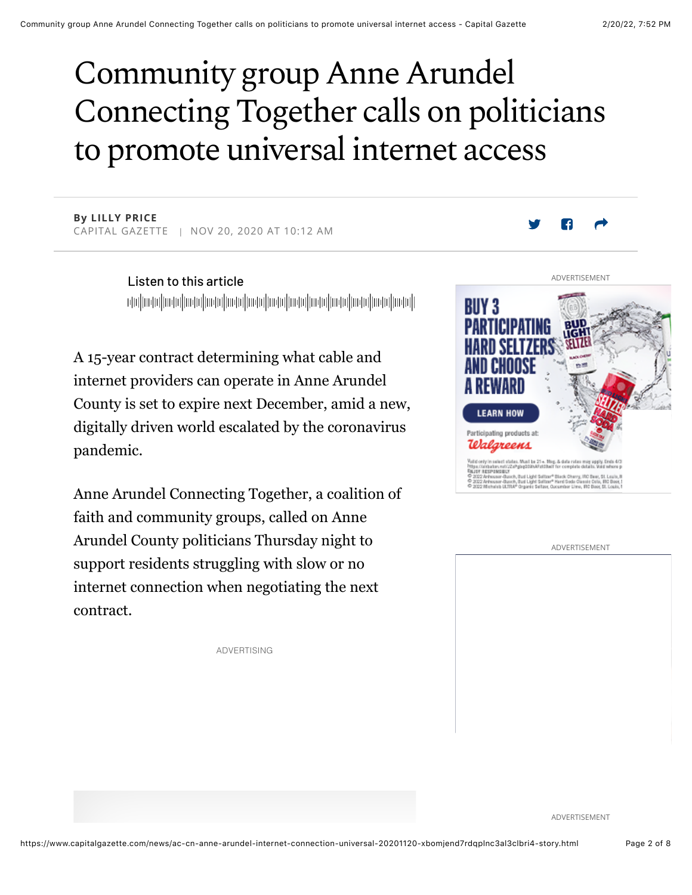# Community group Anne Arundel Connecting Together calls on politicians to promote universal internet access

**By LILLY PRICE**
CAPITAL GAZETTE | NOV 20, 2020 AT 10:12 AM

A 15-year contract determining what cable and internet providers can operate in Anne Arundel County is set to expire next December, amid a new, digitally driven world escalated by the coronavirus pandemic.

Anne Arundel Connecting Together, a coalition of faith and community groups, called on Anne Arundel County politicians Thursday night to support residents struggling with slow or no internet connection when negotiating the next contract.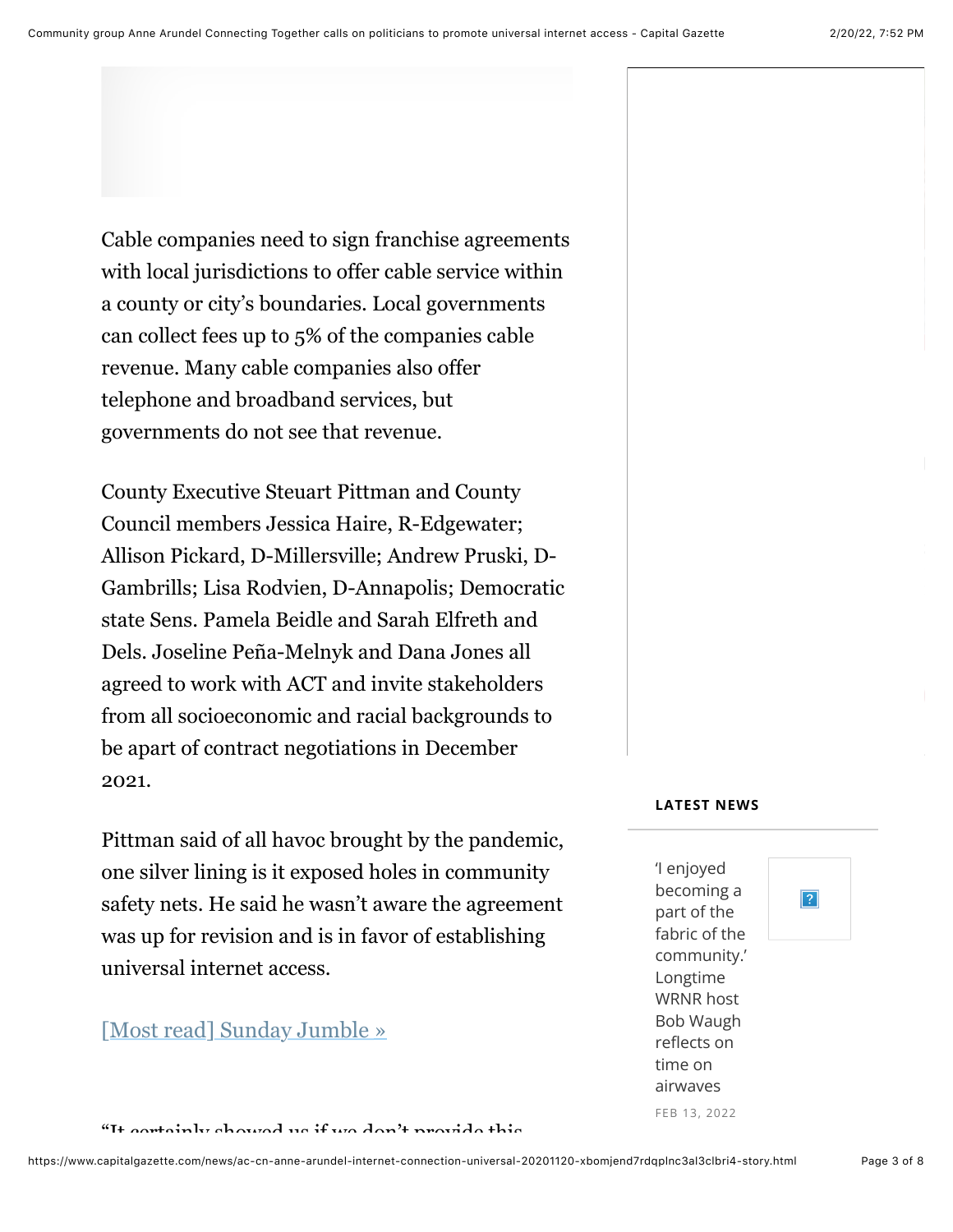Cable companies need to sign franchise agreements with local jurisdictions to offer cable service within a county or city's boundaries. Local governments can collect fees up to 5% of the companies cable revenue. Many cable companies also offer telephone and broadband services, but governments do not see that revenue.

County Executive Steuart Pittman and County Council members Jessica Haire, R-Edgewater; Allison Pickard, D-Millersville; Andrew Pruski, D-Gambrills; Lisa Rodvien, D-Annapolis; Democratic state Sens. Pamela Beidle and Sarah Elfreth and Dels. Joseline Peña-Melnyk and Dana Jones all agreed to work with ACT and invite stakeholders from all socioeconomic and racial backgrounds to be apart of contract negotiations in December 2021.

Pittman said of all havoc brought by the pandemic, one silver lining is it exposed holes in community safety nets. He said he wasn't aware the agreement was up for revision and is in favor of establishing universal internet access.

[Most read] Sunday Jumble »

**LATEST NEWS**

'I enjoyed becoming a part of the fabric of the community.' Longtime WRNR host Bob Waugh reflects on time on airwaves

FEB 13, 2022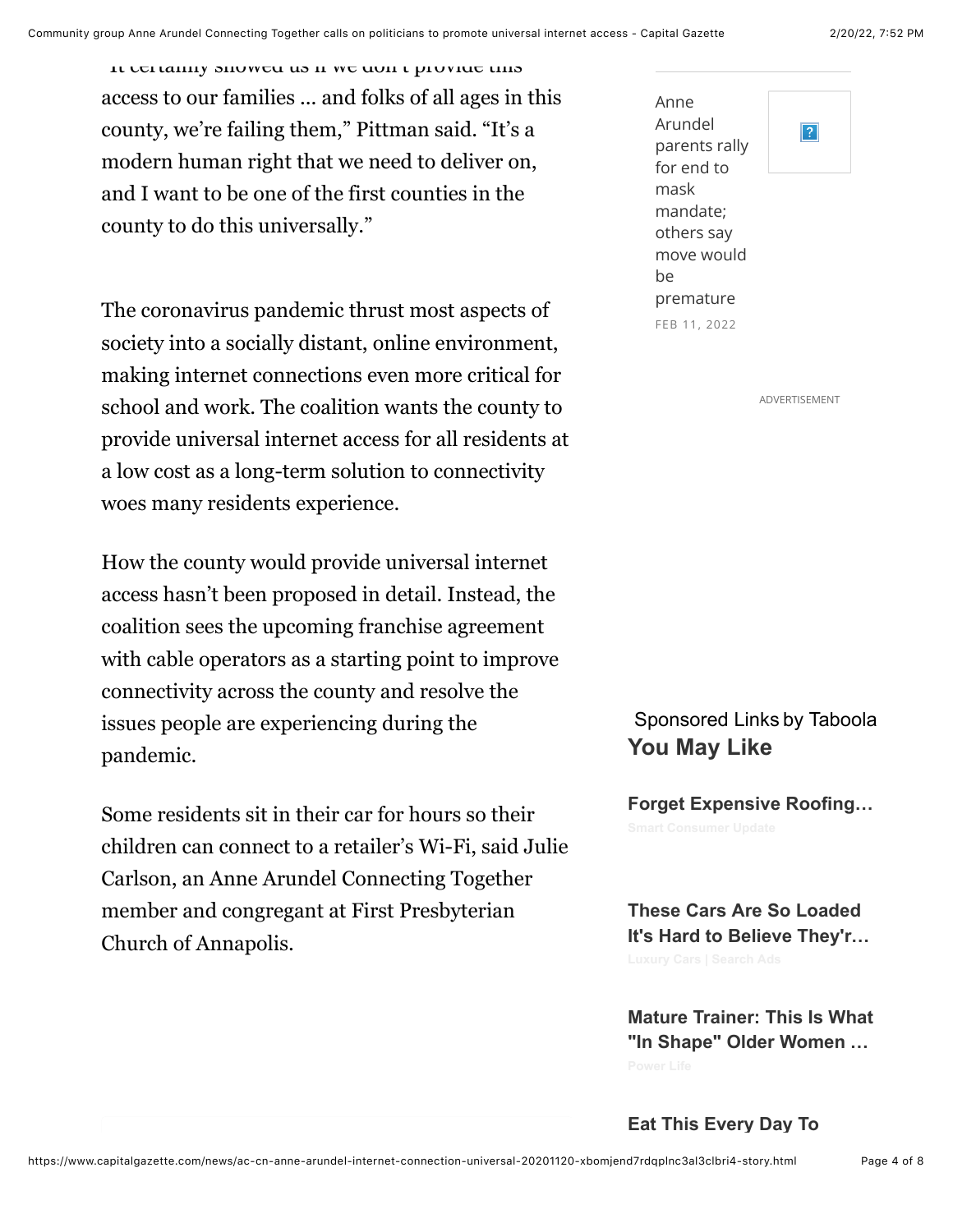"It certainly showed us if we don't provide this access to our families ... and folks of all ages in this county, we're failing them," Pittman said. "It's a modern human right that we need to deliver on, and I want to be one of the first counties in the county to do this universally."

The coronavirus pandemic thrust most aspects of society into a socially distant, online environment, making internet connections even more critical for school and work. The coalition wants the county to provide universal internet access for all residents at a low cost as a long-term solution to connectivity woes many residents experience.

How the county would provide universal internet access hasn't been proposed in detail. Instead, the coalition sees the upcoming franchise agreement with cable operators as a starting point to improve connectivity across the county and resolve the issues people are experiencing during the pandemic.

Some residents sit in their car for hours so their children can connect to a retailer's Wi-Fi, said Julie Carlson, an Anne Arundel Connecting Together member and congregant at First Presbyterian Church of Annapolis.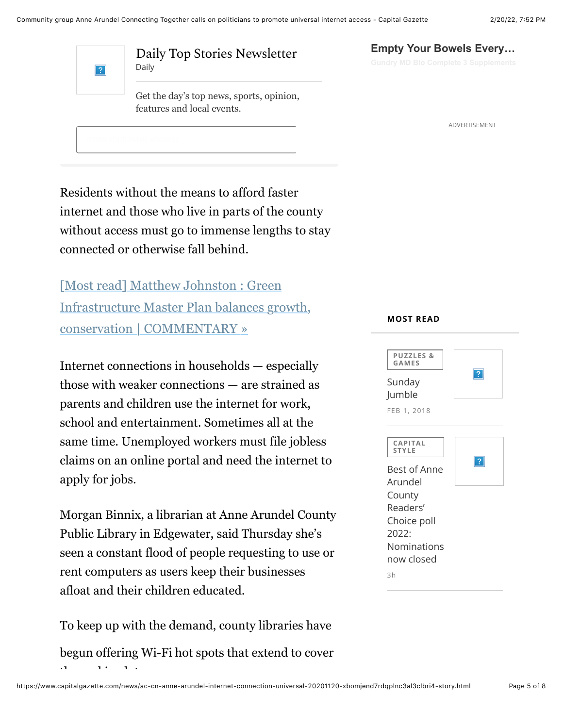Residents without the means to afford faster internet and those who live in parts of the county without access must go to immense lengths to stay connected or otherwise fall behind.

[Most read] Matthew Johnston : Green Infrastructure Master Plan balances growth, conservation | COMMENTARY »

Internet connections in households — especially those with weaker connections — are strained as parents and children use the internet for work, school and entertainment. Sometimes all at the same time. Unemployed workers must file jobless claims on an online portal and need the internet to apply for jobs.

Morgan Binnix, a librarian at Anne Arundel County Public Library in Edgewater, said Thursday she's seen a constant flood of people requesting to use or rent computers as users keep their businesses afloat and their children educated.

To keep up with the demand, county libraries have begun offering Wi-Fi hot spots that extend to cover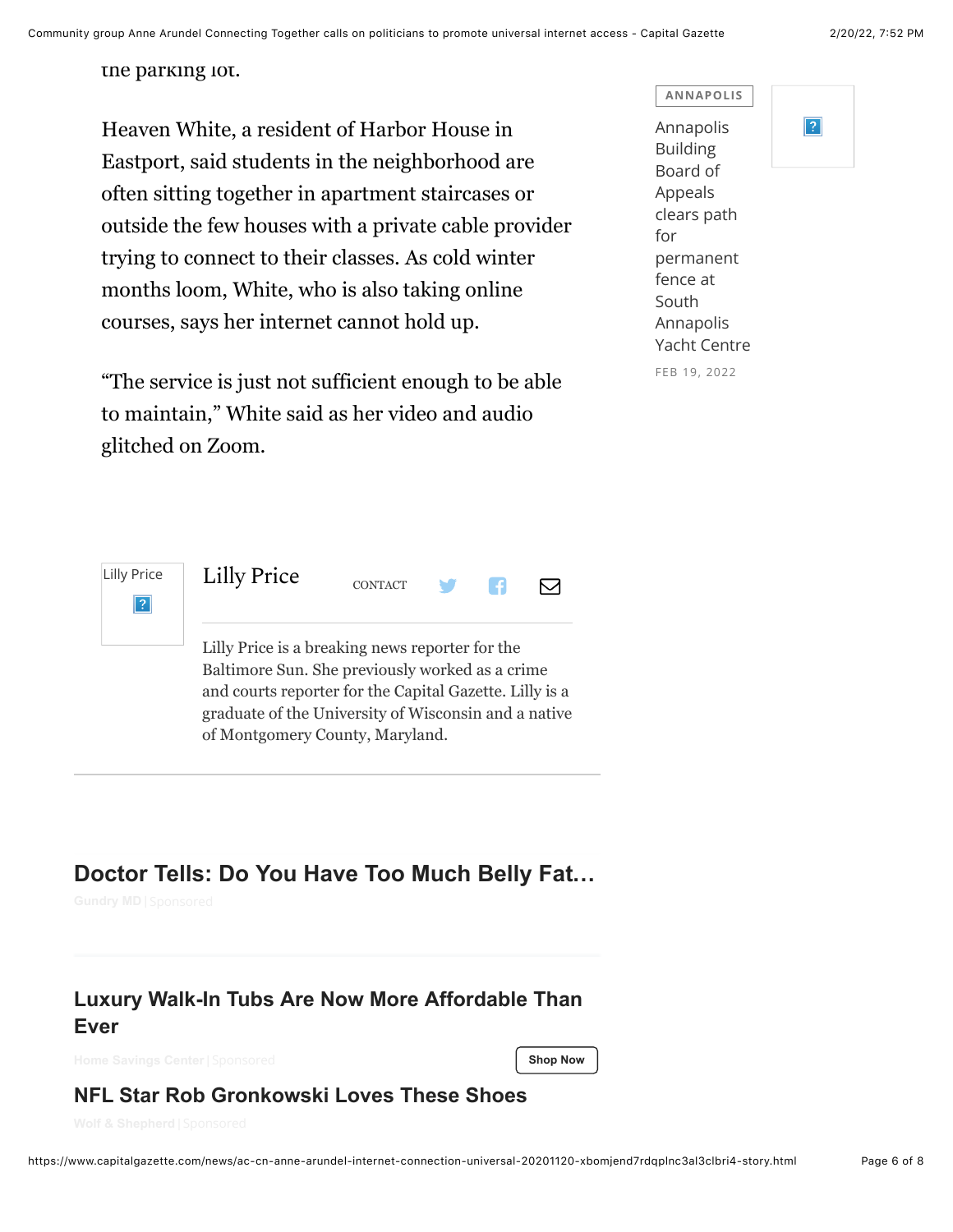the parking lot.

Heaven White, a resident of Harbor House in Eastport, said students in the neighborhood are often sitting together in apartment staircases or outside the few houses with a private cable provider trying to connect to their classes. As cold winter months loom, White, who is also taking online courses, says her internet cannot hold up.

“The service is just not sufficient enough to be able to maintain,” White said as her video and audio glitched on Zoom.

ANNAPOLIS

Annapolis Building Board of Appeals clears path for permanent fence at South Annapolis Yacht Centre

FEB 19, 2022

Lilly Price

CONTACT

Lilly Price is a breaking news reporter for the Baltimore Sun. She previously worked as a crime and courts reporter for the Capital Gazette. Lilly is a graduate of the University of Wisconsin and a native of Montgomery County, Maryland.

**Doctor Tells: Do You Have Too Much Belly Fat...**

Gundry MD | Sponsored

**Luxury Walk-In Tubs Are Now More Affordable Than Ever**

Home Savings Center | Sponsored

Shop Now

**NFL Star Rob Gronkowski Loves These Shoes**

Wolf & Shepherd | Sponsored